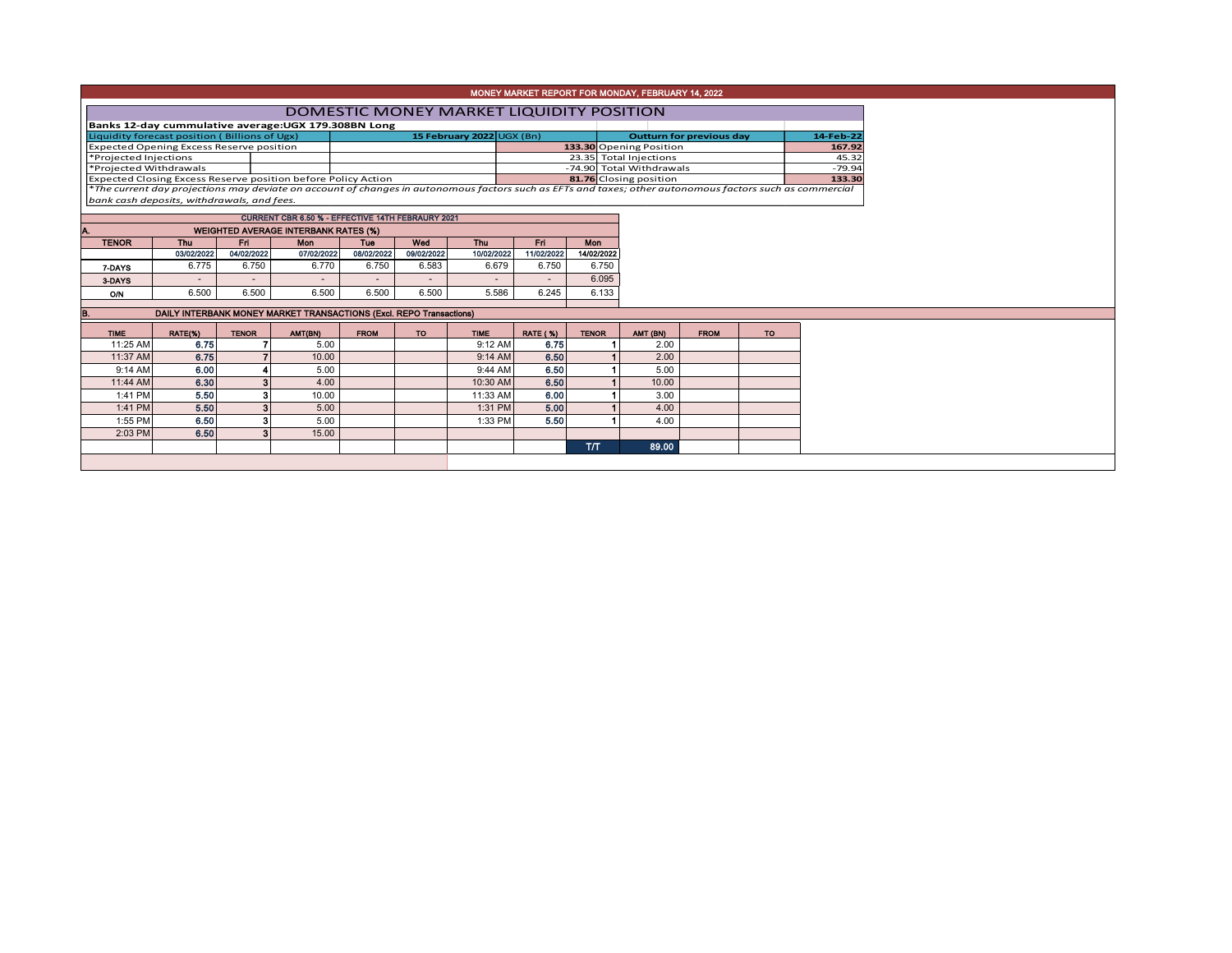# MONEY MARKET REPORT FOR MONDAY, FEBRUARY 14, 2022

## DOMESTIC MONEY MARKET LIQUIDITY POSITION

**Banks 12-day cummulative average:UGX 179.308BN Long**

| Liquidity forecast position ( Billions of Ugx) | 15 February 2022 UGX (Bn) | Outturn for previous day | 14-Feb-22 |
|---|---|---|---|
| Expected Opening Excess Reserve position | 133.30 | Opening Position | 167.92 |
| *Projected Injections | 23.35 | Total Injections | 45.32 |
| *Projected Withdrawals | -74.90 | Total Withdrawals | -79.94 |
| Expected Closing Excess Reserve position before Policy Action | 81.76 | Closing position | 133.30 |

*The current day projections may deviate on account of changes in autonomous factors such as EFTs and taxes; other autonomous factors such as commercial bank cash deposits, withdrawals, and fees.

**CURRENT CBR 6.50 % - EFFECTIVE 14TH FEBRAURY 2021**

### A. WEIGHTED AVERAGE INTERBANK RATES (%)

| TENOR | Thu 03/02/2022 | Fri 04/02/2022 | Mon 07/02/2022 | Tue 08/02/2022 | Wed 09/02/2022 | Thu 10/02/2022 | Fri 11/02/2022 | Mon 14/02/2022 |
|---|---|---|---|---|---|---|---|---|
| 7-DAYS | 6.775 | 6.750 | 6.770 | 6.750 | 6.583 | 6.679 | 6.750 | 6.750 |
| 3-DAYS | - | - | - | - | - | - | - | 6.095 |
| O/N | 6.500 | 6.500 | 6.500 | 6.500 | 6.500 | 5.586 | 6.245 | 6.133 |

### B. DAILY INTERBANK MONEY MARKET TRANSACTIONS (Excl. REPO Transactions)

| TIME | RATE(%) | TENOR | AMT(BN) | FROM | TO | TIME | RATE ( %) | TENOR | AMT (BN) | FROM | TO |
|---|---|---|---|---|---|---|---|---|---|---|---|
| 11:25 AM | 6.75 | 7 | 5.00 | | | 9:12 AM | 6.75 | 1 | 2.00 | | |
| 11:37 AM | 6.75 | 7 | 10.00 | | | 9:14 AM | 6.50 | 1 | 2.00 | | |
| 9:14 AM | 6.00 | 4 | 5.00 | | | 9:44 AM | 6.50 | 1 | 5.00 | | |
| 11:44 AM | 6.30 | 3 | 4.00 | | | 10:30 AM | 6.50 | 1 | 10.00 | | |
| 1:41 PM | 5.50 | 3 | 10.00 | | | 11:33 AM | 6.00 | 1 | 3.00 | | |
| 1:41 PM | 5.50 | 3 | 5.00 | | | 1:31 PM | 5.00 | 1 | 4.00 | | |
| 1:55 PM | 6.50 | 3 | 5.00 | | | 1:33 PM | 5.50 | 1 | 4.00 | | |
| 2:03 PM | 6.50 | 3 | 15.00 | | | | | | | | |
| | | | | | | | | T/T | 89.00 | | |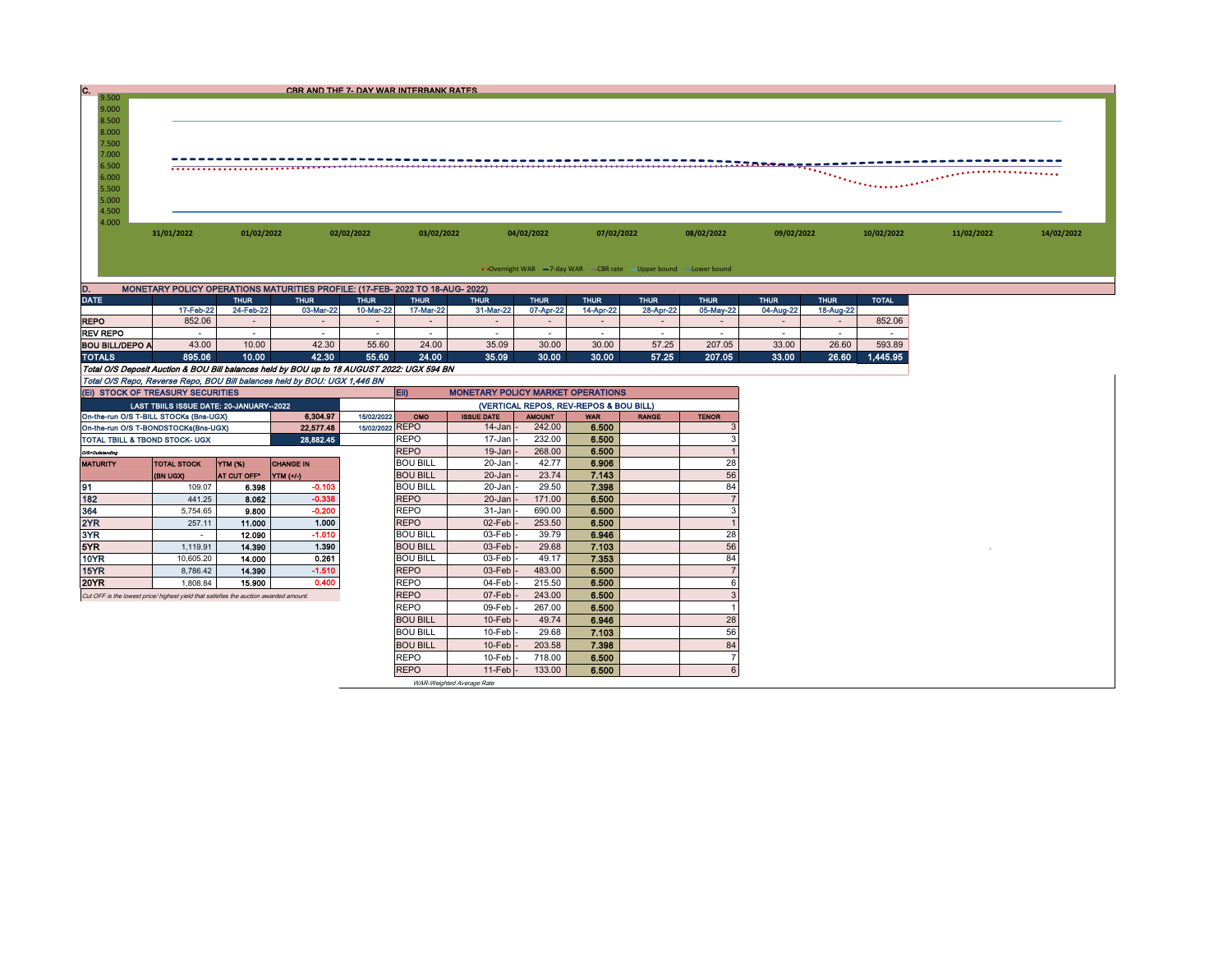## C. CBR AND THE 7- DAY WAR INTERBANK RATES

9.500
9.000
8.500
8.000
7.500
7.000
6.500
6.000
5.500
5.000
4.500
4.000

31/01/2022 01/02/2022 02/02/2022 03/02/2022 04/02/2022 07/02/2022 08/02/2022 09/02/2022 10/02/2022 11/02/2022 14/02/2022

Overnight WAR — 7-day WAR — CBR rate — Upper bound — Lower bound

## D. MONETARY POLICY OPERATIONS MATURITIES PROFILE: (17-FEB- 2022 TO 18-AUG- 2022)

| DATE | | THUR | THUR | THUR | THUR | THUR | THUR | THUR | THUR | THUR | THUR | THUR | TOTAL |
|---|---|---|---|---|---|---|---|---|---|---|---|---|---|
| | 17-Feb-22 | 24-Feb-22 | 03-Mar-22 | 10-Mar-22 | 17-Mar-22 | 31-Mar-22 | 07-Apr-22 | 14-Apr-22 | 28-Apr-22 | 05-May-22 | 04-Aug-22 | 18-Aug-22 | |
| REPO | 852.06 | - | - | - | - | - | - | - | - | - | - | - | 852.06 |
| REV REPO | - | - | - | - | - | - | - | - | - | - | - | - | - |
| BOU BILL/DEPO A | 43.00 | 10.00 | 42.30 | 55.60 | 24.00 | 35.09 | 30.00 | 30.00 | 57.25 | 207.05 | 33.00 | 26.60 | 593.89 |
| TOTALS | 895.06 | 10.00 | 42.30 | 55.60 | 24.00 | 35.09 | 30.00 | 30.00 | 57.25 | 207.05 | 33.00 | 26.60 | 1,445.95 |

*Total O/S Deposit Auction & BOU Bill balances held by BOU up to 18 AUGUST 2022: UGX 594 BN*

*Total O/S Repo, Reverse Repo, BOU Bill balances held by BOU: UGX 1,446 BN*

## (Ei) STOCK OF TREASURY SECURITIES

| LAST TBIILS ISSUE DATE: 20-JANUARY--2022 | | |
|---|---|---|
| On-the-run O/S T-BILL STOCKs (Bns-UGX) | 6,304.97 | 15/02/2022 |
| On-the-run O/S T-BONDSTOCKs(Bns-UGX) | 22,577.48 | 15/02/2022 |
| TOTAL TBILL & TBOND STOCK- UGX | 28,882.45 | |

*O/S=Outstanding*

| MATURITY | TOTAL STOCK (BN UGX) | YTM (%) AT CUT OFF* | CHANGE IN YTM (+/-) |
|---|---|---|---|
| 91 | 109.07 | 6.398 | -0.103 |
| 182 | 441.25 | 8.062 | -0.338 |
| 364 | 5,754.65 | 9.800 | -0.200 |
| 2YR | 257.11 | 11.000 | 1.000 |
| 3YR | - | 12.090 | -1.010 |
| 5YR | 1,119.91 | 14.390 | 1.390 |
| 10YR | 10,605.20 | 14.000 | 0.261 |
| 15YR | 8,786.42 | 14.390 | -1.510 |
| 20YR | 1,808.84 | 15.900 | 0.400 |

*Cut OFF is the lowest price/ highest yield that satisfies the auction awarded amount.*

## Eii) MONETARY POLICY MARKET OPERATIONS

(VERTICAL REPOS, REV-REPOS & BOU BILL)

| OMO | ISSUE DATE | AMOUNT | WAR | RANGE | TENOR |
|---|---|---|---|---|---|
| REPO | 14-Jan | 242.00 | 6.500 | | 3 |
| REPO | 17-Jan | 232.00 | 6.500 | | 3 |
| REPO | 19-Jan | 268.00 | 6.500 | | 1 |
| BOU BILL | 20-Jan | 42.77 | 6.906 | | 28 |
| BOU BILL | 20-Jan | 23.74 | 7.143 | | 56 |
| BOU BILL | 20-Jan | 29.50 | 7.398 | | 84 |
| REPO | 20-Jan | 171.00 | 6.500 | | 7 |
| REPO | 31-Jan | 690.00 | 6.500 | | 3 |
| REPO | 02-Feb | 253.50 | 6.500 | | 1 |
| BOU BILL | 03-Feb | 39.79 | 6.946 | | 28 |
| BOU BILL | 03-Feb | 29.68 | 7.103 | | 56 |
| BOU BILL | 03-Feb | 49.17 | 7.353 | | 84 |
| REPO | 03-Feb | 483.00 | 6.500 | | 7 |
| REPO | 04-Feb | 215.50 | 6.500 | | 6 |
| REPO | 07-Feb | 243.00 | 6.500 | | 3 |
| REPO | 09-Feb | 267.00 | 6.500 | | 1 |
| BOU BILL | 10-Feb | 49.74 | 6.946 | | 28 |
| BOU BILL | 10-Feb | 29.68 | 7.103 | | 56 |
| BOU BILL | 10-Feb | 203.58 | 7.398 | | 84 |
| REPO | 10-Feb | 718.00 | 6.500 | | 7 |
| REPO | 11-Feb | 133.00 | 6.500 | | 6 |

*WAR-Weighted Average Rate*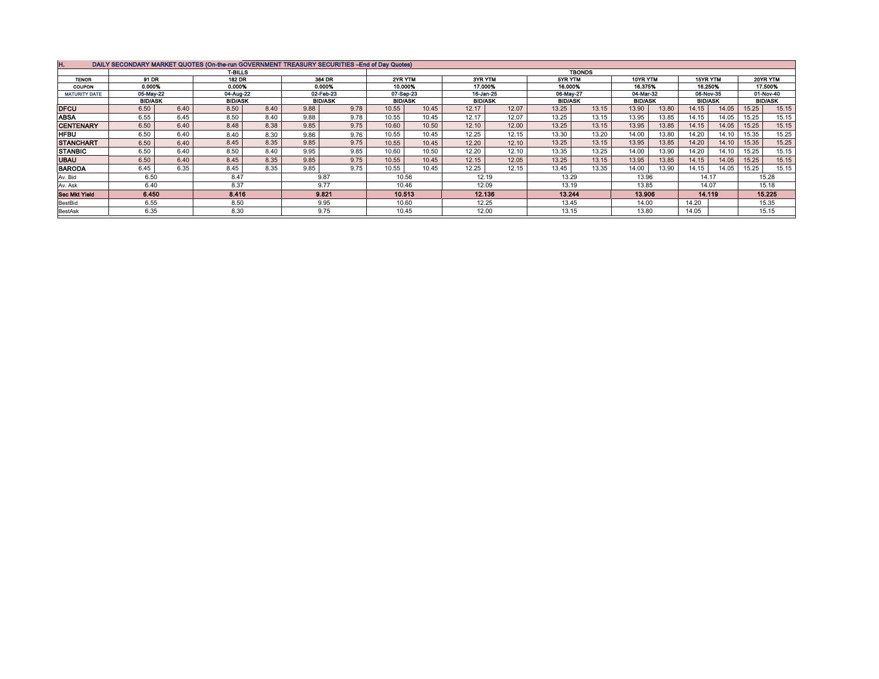## H. DAILY SECONDARY MARKET QUOTES (On-the-run GOVERNMENT TREASURY SECURITIES –End of Day Quotes)

| | T-BILLS | | | | | | TBONDS | | | | | | | | | | | |
|---|---|---|---|---|---|---|---|---|---|---|---|---|---|---|---|---|---|---|
| **TENOR** | **91 DR** | | **182 DR** | | **364 DR** | | **2YR YTM** | | **3YR YTM** | | **5YR YTM** | | **10YR YTM** | | **15YR YTM** | | **20YR YTM** | |
| **COUPON** | **0.000%** | | **0.000%** | | **0.000%** | | **10.000%** | | **17.000%** | | **16.000%** | | **16.375%** | | **16.250%** | | **17.500%** | |
| MATURITY DATE | 05-May-22 | | 04-Aug-22 | | 02-Feb-23 | | 07-Sep-23 | | 16-Jan-25 | | 06-May-27 | | 04-Mar-32 | | 08-Nov-35 | | 01-Nov-40 | |
| | **BID/ASK** | | **BID/ASK** | | **BID/ASK** | | **BID/ASK** | | **BID/ASK** | | **BID/ASK** | | **BID/ASK** | | **BID/ASK** | | **BID/ASK** | |
| **DFCU** | 6.50 | 6.40 | 8.50 | 8.40 | 9.88 | 9.78 | 10.55 | 10.45 | 12.17 | 12.07 | 13.25 | 13.15 | 13.90 | 13.80 | 14.15 | 14.05 | 15.25 | 15.15 |
| **ABSA** | 6.55 | 6.45 | 8.50 | 8.40 | 9.88 | 9.78 | 10.55 | 10.45 | 12.17 | 12.07 | 13.25 | 13.15 | 13.95 | 13.85 | 14.15 | 14.05 | 15.25 | 15.15 |
| **CENTENARY** | 6.50 | 6.40 | 8.48 | 8.38 | 9.85 | 9.75 | 10.60 | 10.50 | 12.10 | 12.00 | 13.25 | 13.15 | 13.95 | 13.85 | 14.15 | 14.05 | 15.25 | 15.15 |
| **HFBU** | 6.50 | 6.40 | 8.40 | 8.30 | 9.86 | 9.76 | 10.55 | 10.45 | 12.25 | 12.15 | 13.30 | 13.20 | 14.00 | 13.80 | 14.20 | 14.10 | 15.35 | 15.25 |
| **STANCHART** | 6.50 | 6.40 | 8.45 | 8.35 | 9.85 | 9.75 | 10.55 | 10.45 | 12.20 | 12.10 | 13.25 | 13.15 | 13.95 | 13.85 | 14.20 | 14.10 | 15.35 | 15.25 |
| **STANBIC** | 6.50 | 6.40 | 8.50 | 8.40 | 9.95 | 9.85 | 10.60 | 10.50 | 12.20 | 12.10 | 13.35 | 13.25 | 14.00 | 13.90 | 14.20 | 14.10 | 15.25 | 15.15 |
| **UBAU** | 6.50 | 6.40 | 8.45 | 8.35 | 9.85 | 9.75 | 10.55 | 10.45 | 12.15 | 12.05 | 13.25 | 13.15 | 13.95 | 13.85 | 14.15 | 14.05 | 15.25 | 15.15 |
| **BARODA** | 6.45 | 6.35 | 8.45 | 8.35 | 9.85 | 9.75 | 10.55 | 10.45 | 12.25 | 12.15 | 13.45 | 13.35 | 14.00 | 13.90 | 14.15 | 14.05 | 15.25 | 15.15 |
| Av. Bid | 6.50 | | 8.47 | | 9.87 | | 10.56 | | 12.19 | | 13.29 | | 13.96 | | 14.17 | | 15.28 | |
| Av. Ask | 6.40 | | 8.37 | | 9.77 | | 10.46 | | 12.09 | | 13.19 | | 13.85 | | 14.07 | | 15.18 | |
| **Sec Mkt Yield** | **6.450** | | **8.416** | | **9.821** | | **10.513** | | **12.136** | | **13.244** | | **13.906** | | **14.119** | | **15.225** | |
| BestBid | 6.55 | | 8.50 | | 9.95 | | 10.60 | | 12.25 | | 13.45 | | 14.00 | | 14.20 | | 15.35 | |
| BestAsk | 6.35 | | 8.30 | | 9.75 | | 10.45 | | 12.00 | | 13.15 | | 13.80 | | 14.05 | | 15.15 | |